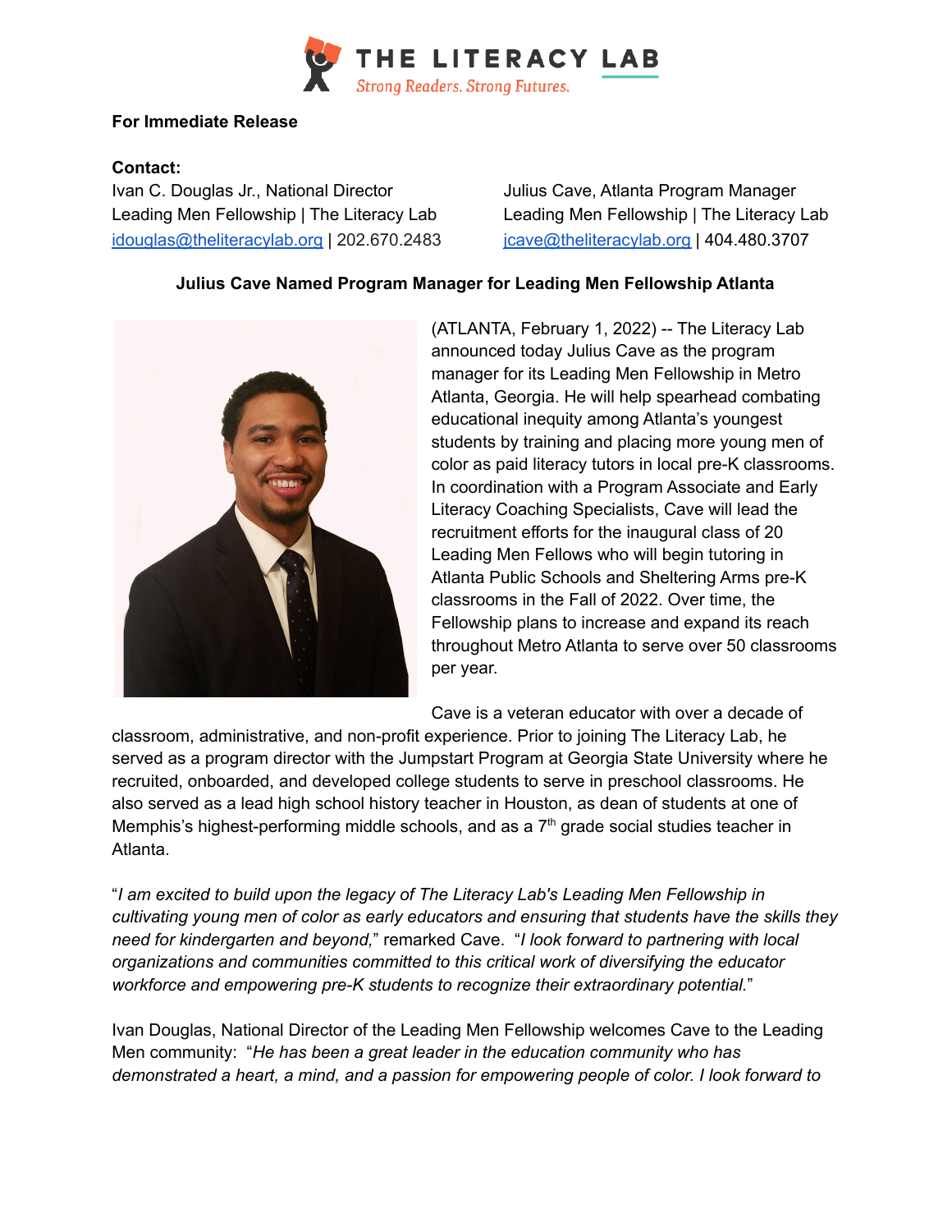THE LITERACY LAB
Strong Readers. Strong Futures.

**For Immediate Release**

**Contact:**

Ivan C. Douglas Jr., National Director
Leading Men Fellowship | The Literacy Lab
idouglas@theliteracylab.org | 202.670.2483

Julius Cave, Atlanta Program Manager
Leading Men Fellowship | The Literacy Lab
jcave@theliteracylab.org | 404.480.3707

**Julius Cave Named Program Manager for Leading Men Fellowship Atlanta**

(ATLANTA, February 1, 2022) -- The Literacy Lab announced today Julius Cave as the program manager for its Leading Men Fellowship in Metro Atlanta, Georgia. He will help spearhead combating educational inequity among Atlanta's youngest students by training and placing more young men of color as paid literacy tutors in local pre-K classrooms. In coordination with a Program Associate and Early Literacy Coaching Specialists, Cave will lead the recruitment efforts for the inaugural class of 20 Leading Men Fellows who will begin tutoring in Atlanta Public Schools and Sheltering Arms pre-K classrooms in the Fall of 2022. Over time, the Fellowship plans to increase and expand its reach throughout Metro Atlanta to serve over 50 classrooms per year.

Cave is a veteran educator with over a decade of classroom, administrative, and non-profit experience. Prior to joining The Literacy Lab, he served as a program director with the Jumpstart Program at Georgia State University where he recruited, onboarded, and developed college students to serve in preschool classrooms. He also served as a lead high school history teacher in Houston, as dean of students at one of Memphis's highest-performing middle schools, and as a 7th grade social studies teacher in Atlanta.

"*I am excited to build upon the legacy of The Literacy Lab's Leading Men Fellowship in cultivating young men of color as early educators and ensuring that students have the skills they need for kindergarten and beyond,*" remarked Cave. "*I look forward to partnering with local organizations and communities committed to this critical work of diversifying the educator workforce and empowering pre-K students to recognize their extraordinary potential.*"

Ivan Douglas, National Director of the Leading Men Fellowship welcomes Cave to the Leading Men community: "*He has been a great leader in the education community who has demonstrated a heart, a mind, and a passion for empowering people of color. I look forward to*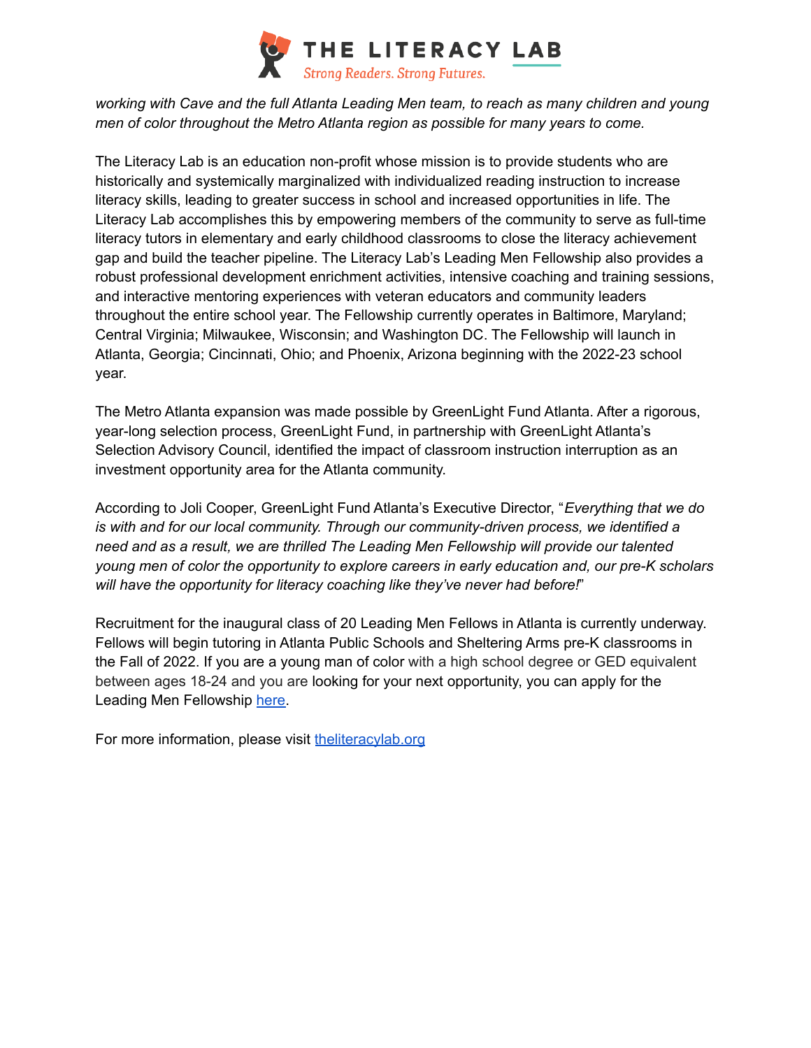*working with Cave and the full Atlanta Leading Men team, to reach as many children and young men of color throughout the Metro Atlanta region as possible for many years to come.*

The Literacy Lab is an education non-profit whose mission is to provide students who are historically and systemically marginalized with individualized reading instruction to increase literacy skills, leading to greater success in school and increased opportunities in life. The Literacy Lab accomplishes this by empowering members of the community to serve as full-time literacy tutors in elementary and early childhood classrooms to close the literacy achievement gap and build the teacher pipeline. The Literacy Lab's Leading Men Fellowship also provides a robust professional development enrichment activities, intensive coaching and training sessions, and interactive mentoring experiences with veteran educators and community leaders throughout the entire school year. The Fellowship currently operates in Baltimore, Maryland; Central Virginia; Milwaukee, Wisconsin; and Washington DC. The Fellowship will launch in Atlanta, Georgia; Cincinnati, Ohio; and Phoenix, Arizona beginning with the 2022-23 school year.

The Metro Atlanta expansion was made possible by GreenLight Fund Atlanta. After a rigorous, year-long selection process, GreenLight Fund, in partnership with GreenLight Atlanta's Selection Advisory Council, identified the impact of classroom instruction interruption as an investment opportunity area for the Atlanta community.

According to Joli Cooper, GreenLight Fund Atlanta's Executive Director, "*Everything that we do is with and for our local community. Through our community-driven process, we identified a need and as a result, we are thrilled The Leading Men Fellowship will provide our talented young men of color the opportunity to explore careers in early education and, our pre-K scholars will have the opportunity for literacy coaching like they've never had before!*"

Recruitment for the inaugural class of 20 Leading Men Fellows in Atlanta is currently underway. Fellows will begin tutoring in Atlanta Public Schools and Sheltering Arms pre-K classrooms in the Fall of 2022. If you are a young man of color with a high school degree or GED equivalent between ages 18-24 and you are looking for your next opportunity, you can apply for the Leading Men Fellowship here.

For more information, please visit theliteracylab.org